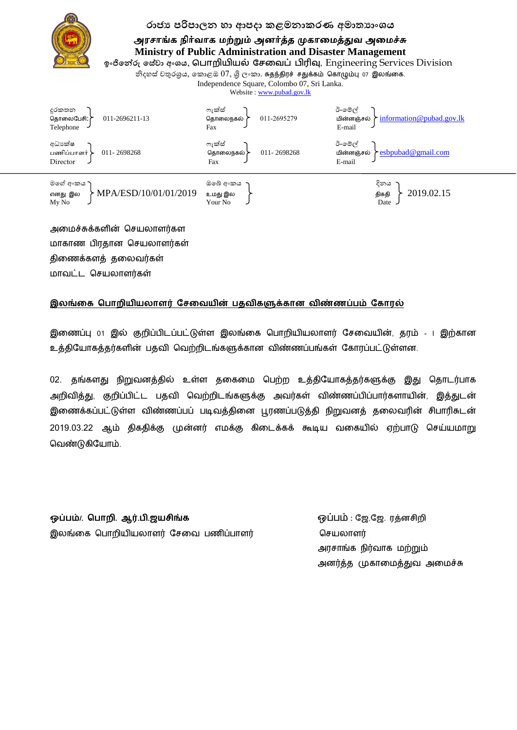# රාජ්‍ය පරිපාලන හා ආපදා කළමනාකරණ අමාත්‍යාංශය

## அரசாங்க நிர்வாக மற்றும் அனர்த்த முகாமைத்துவ அமைச்சு

## Ministry of Public Administration and Disaster Management

ඉංජිනේරු සේවා අංශය, பொறியியல் சேவைப் பிரிவு, Engineering Services Division

නිදහස් චතුරශ්‍රය, කොළඹ 07, ශ්‍රී ලංකා. சுதந்திரச் சதுக்கம் கொழும்பு 07 இலங்கை.

Independence Square, Colombo 07, Sri Lanka.

Website : www.pubad.gov.lk

| | | | | | |
|---|---|---|---|---|---|
| දුරකතන / தொலைபேசி / Telephone | 011-2696211-13 | ෆැක්ස් / தொலைநகல் / Fax | 011-2695279 | ඊ-මේල් / மின்னஞ்சல் / E-mail | information@pubad.gov.lk |
| අධ්‍යක්ෂ / பணிப்பாளர் / Director | 011- 2698268 | ෆැක්ස් / தொலைநகல் / Fax | 011- 2698268 | ඊ-මේල් / மின்னஞ்சல் / E-mail | esbpubad@gmail.com |

| | | | | | |
|---|---|---|---|---|---|
| මගේ අංකය / எனது இல / My No | MPA/ESD/10/01/01/2019 | ඔබේ අංකය / உமது இல / Your No | | දිනය / திகதி / Date | 2019.02.15 |

அமைச்சுக்களின் செயலாளர்கள
மாகாண பிரதான செயலாளர்கள்
திணைக்களத் தலைவர்கள்
மாவட்ட செயலாளர்கள்

**<u>இலங்கை பொறியியலாளர் சேவையின் பதவிகளுக்கான விண்ணப்பம் கோரல்</u>**

இணைப்பு 01 இல் குறிப்பிடப்பட்டுள்ள இலங்கை பொறியியலாளர் சேவையின், தரம் - I இற்கான உத்தியோகத்தர்களின் பதவி வெற்றிடங்களுக்கான விண்ணப்பங்கள் கோரப்பட்டுள்ளன.

02. தங்களது நிறுவனத்தில் உள்ள தகைமை பெற்ற உத்தியோகத்தர்களுக்கு இது தொடர்பாக அறிவித்து, குறிப்பிட்ட பதவி வெற்றிடங்களுக்கு அவர்கள் விண்ணப்பிப்பார்களாயின், இத்துடன் இணைக்கப்பட்டுள்ள விண்ணப்பப் படிவத்தினை பூரணப்படுத்தி நிறுவனத் தலைவரின் சிபாரிசுடன் 2019.03.22 ஆம் திகதிக்கு முன்னர் எமக்கு கிடைக்கக் கூடிய வகையில் ஏற்பாடு செய்யமாறு வெண்டுகியோம்.

**ஒப்பம்/. பொறி. ஆர்.பி.ஜயசிங்க**
இலங்கை பொறியியலாளர் சேவை பணிப்பாளர்

ஒப்பம் : ஜே.ஜே. ரத்னசிறி
செயலாளர்
அரசாங்க நிர்வாக மற்றும்
அனர்த்த முகாமைத்துவ அமைச்சு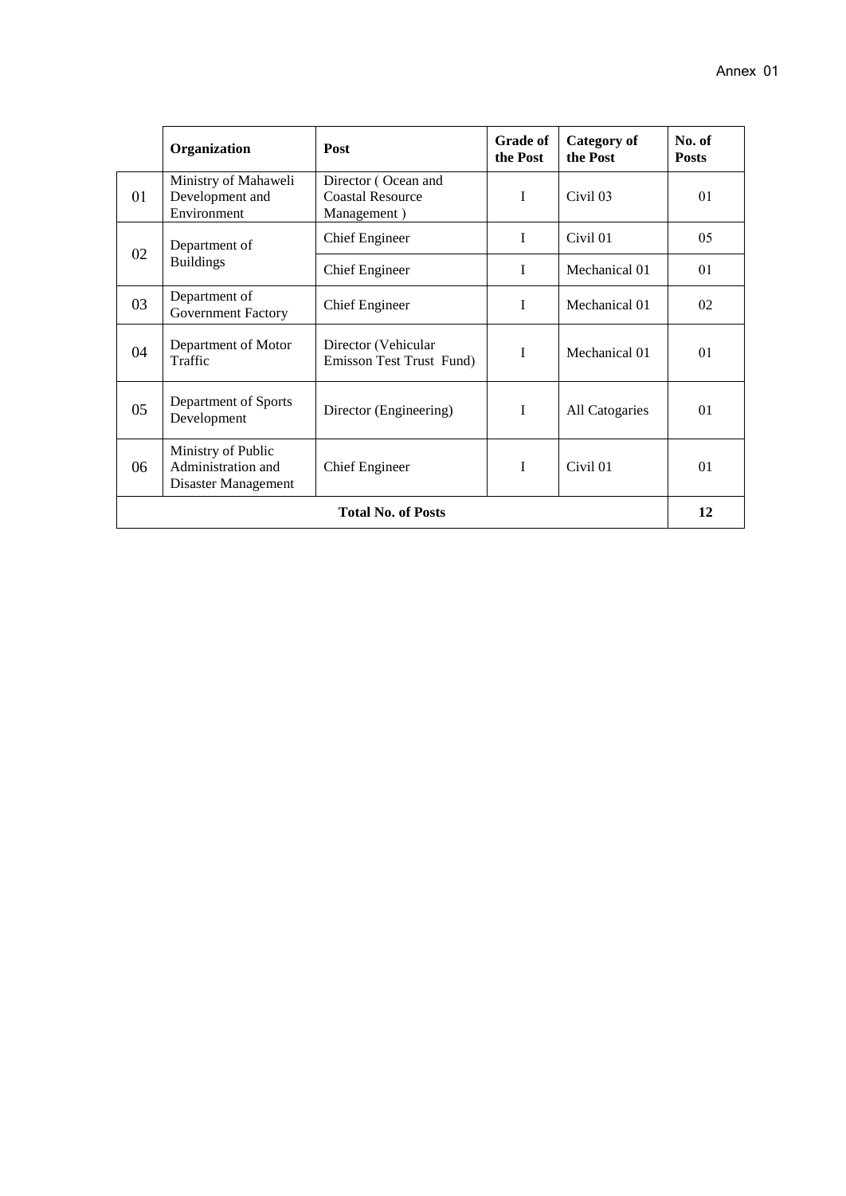Annex 01

| | Organization | Post | Grade of the Post | Category of the Post | No. of Posts |
|---|---|---|---|---|---|
| 01 | Ministry of Mahaweli Development and Environment | Director ( Ocean and Coastal Resource Management ) | I | Civil 03 | 01 |
| 02 | Department of Buildings | Chief Engineer | I | Civil 01 | 05 |
| | | Chief Engineer | I | Mechanical 01 | 01 |
| 03 | Department of Government Factory | Chief Engineer | I | Mechanical 01 | 02 |
| 04 | Department of Motor Traffic | Director (Vehicular Emisson Test Trust Fund) | I | Mechanical 01 | 01 |
| 05 | Department of Sports Development | Director (Engineering) | I | All Catogaries | 01 |
| 06 | Ministry of Public Administration and Disaster Management | Chief Engineer | I | Civil 01 | 01 |
| **Total No. of Posts** | | | | | **12** |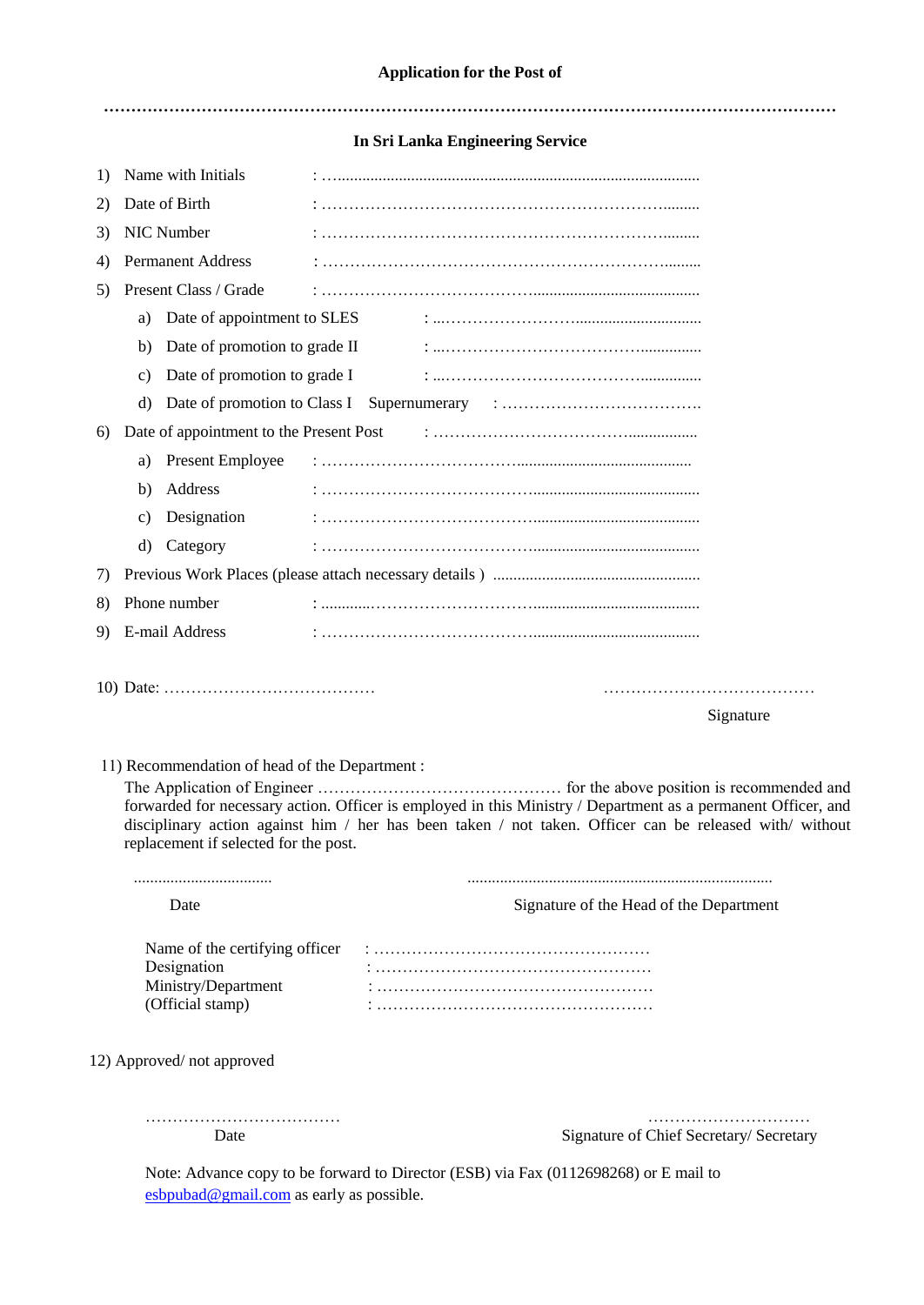**Application for the Post of**

**……………………………………………………………………………………………………………………**

**In Sri Lanka Engineering Service**

1) Name with Initials : …...........................................................................................
2) Date of Birth : ……………………………………………………………........
3) NIC Number : ……………………………………………………………........
4) Permanent Address : ……………………………………………………………........
5) Present Class / Grade : ………………………………….........................................
   a) Date of appointment to SLES : ...……………………….............................
   b) Date of promotion to grade II : ...………………………………..............
   c) Date of promotion to grade I : ...………………………………..............
   d) Date of promotion to Class I Supernumerary : ……………………………….
6) Date of appointment to the Present Post : ……………………………….................
   a) Present Employee : ……………………………….........................................
   b) Address : ………………………………….........................................
   c) Designation : ………………………………….........................................
   d) Category : ………………………………….........................................
7) Previous Work Places (please attach necessary details ) ..................................................
8) Phone number : ...........…………………………........................................
9) E-mail Address : ………………………………….........................................

10) Date: …………………………………  …………………………………

Signature

11) Recommendation of head of the Department :

The Application of Engineer ……………………………………… for the above position is recommended and forwarded for necessary action. Officer is employed in this Ministry / Department as a permanent Officer, and disciplinary action against him / her has been taken / not taken. Officer can be released with/ without replacement if selected for the post.

.................................  ..........................................................................

Date  Signature of the Head of the Department

Name of the certifying officer : ……………………………………………
Designation : ……………………………………………
Ministry/Department : ……………………………………………
(Official stamp) : ……………………………………………

12) Approved/ not approved

………………………………  …………………………

Date  Signature of Chief Secretary/ Secretary

Note: Advance copy to be forward to Director (ESB) via Fax (0112698268) or E mail to esbpubad@gmail.com as early as possible.